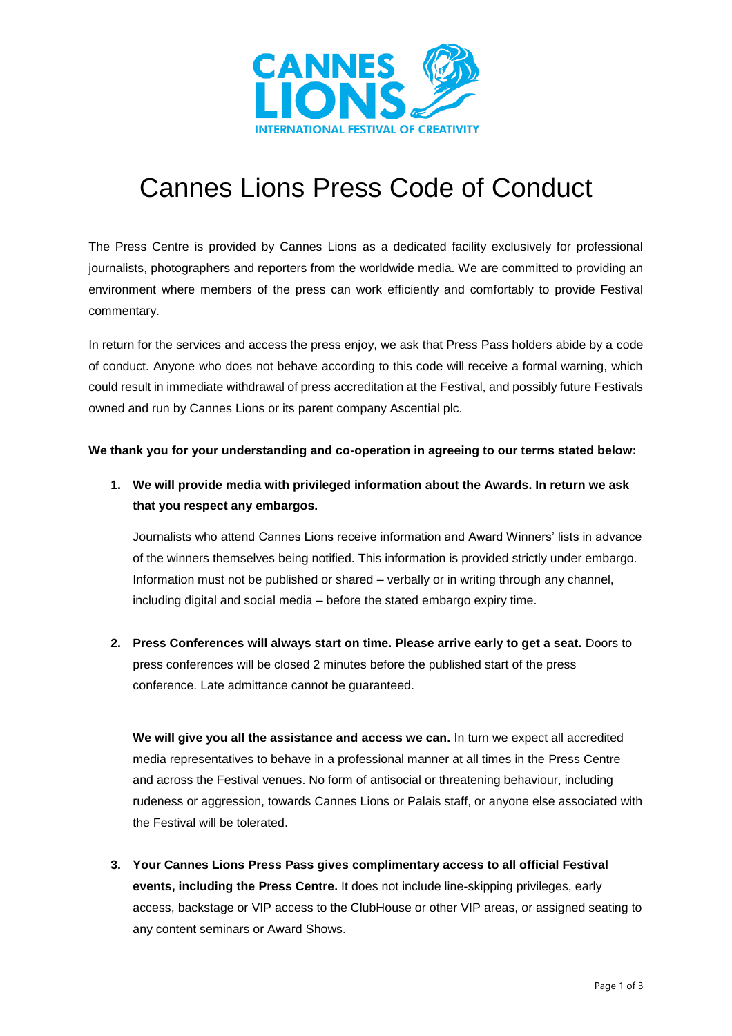# Cannes Lions Press Code of Conduct

The Press Centre is provided by Cannes Lions as a dedicated facility exclusively for professional journalists, photographers and reporters from the worldwide media. We are committed to providing an environment where members of the press can work efficiently and comfortably to provide Festival commentary.

In return for the services and access the press enjoy, we ask that Press Pass holders abide by a code of conduct. Anyone who does not behave according to this code will receive a formal warning, which could result in immediate withdrawal of press accreditation at the Festival, and possibly future Festivals owned and run by Cannes Lions or its parent company Ascential plc.

**We thank you for your understanding and co-operation in agreeing to our terms stated below:**

1. **We will provide media with privileged information about the Awards. In return we ask that you respect any embargos.**

   Journalists who attend Cannes Lions receive information and Award Winners' lists in advance of the winners themselves being notified. This information is provided strictly under embargo. Information must not be published or shared – verbally or in writing through any channel, including digital and social media – before the stated embargo expiry time.

2. **Press Conferences will always start on time. Please arrive early to get a seat.** Doors to press conferences will be closed 2 minutes before the published start of the press conference. Late admittance cannot be guaranteed.

   **We will give you all the assistance and access we can.** In turn we expect all accredited media representatives to behave in a professional manner at all times in the Press Centre and across the Festival venues. No form of antisocial or threatening behaviour, including rudeness or aggression, towards Cannes Lions or Palais staff, or anyone else associated with the Festival will be tolerated.

3. **Your Cannes Lions Press Pass gives complimentary access to all official Festival events, including the Press Centre.** It does not include line-skipping privileges, early access, backstage or VIP access to the ClubHouse or other VIP areas, or assigned seating to any content seminars or Award Shows.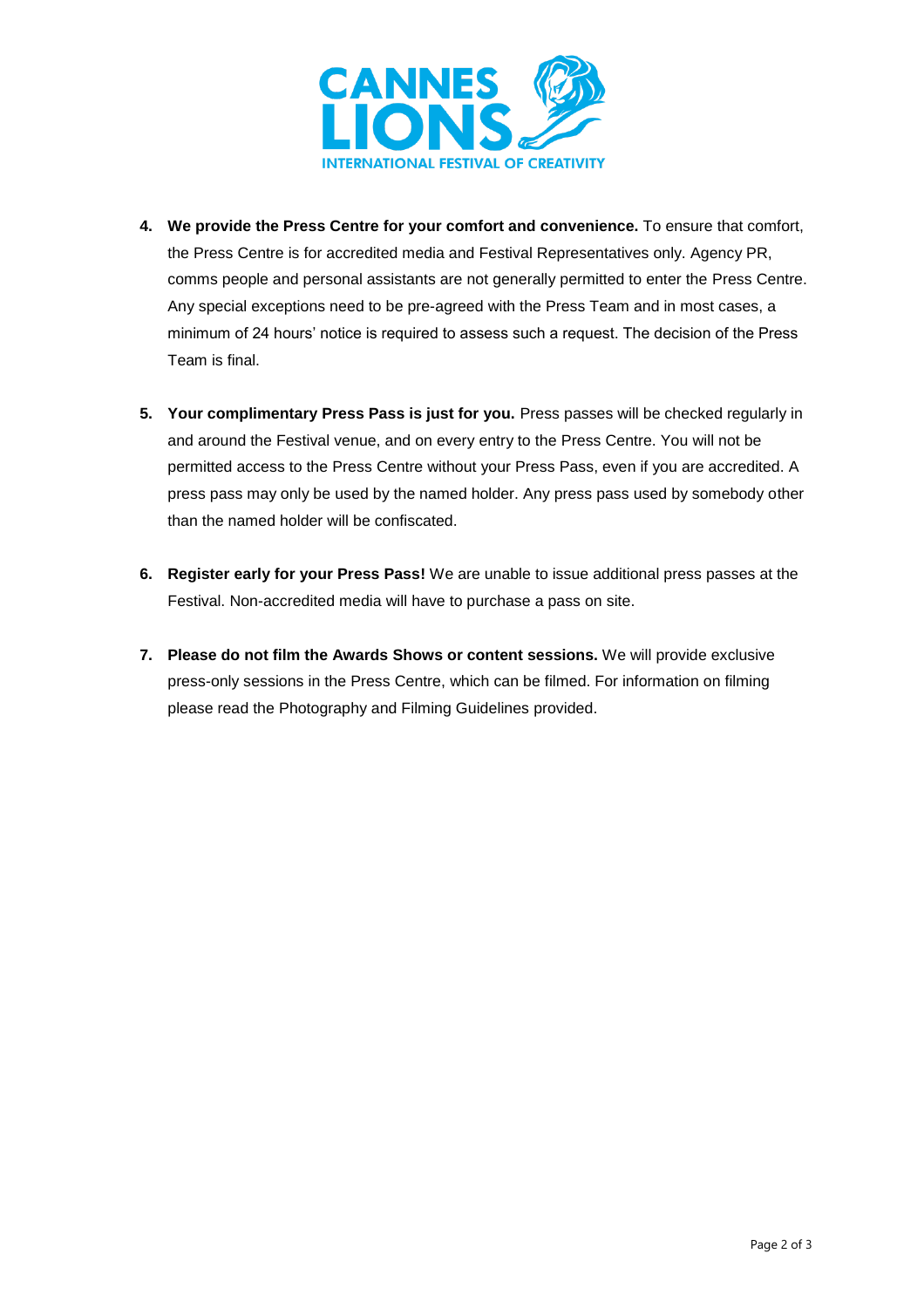4. **We provide the Press Centre for your comfort and convenience.** To ensure that comfort, the Press Centre is for accredited media and Festival Representatives only. Agency PR, comms people and personal assistants are not generally permitted to enter the Press Centre. Any special exceptions need to be pre-agreed with the Press Team and in most cases, a minimum of 24 hours' notice is required to assess such a request. The decision of the Press Team is final.

5. **Your complimentary Press Pass is just for you.** Press passes will be checked regularly in and around the Festival venue, and on every entry to the Press Centre. You will not be permitted access to the Press Centre without your Press Pass, even if you are accredited. A press pass may only be used by the named holder. Any press pass used by somebody other than the named holder will be confiscated.

6. **Register early for your Press Pass!** We are unable to issue additional press passes at the Festival. Non-accredited media will have to purchase a pass on site.

7. **Please do not film the Awards Shows or content sessions.** We will provide exclusive press-only sessions in the Press Centre, which can be filmed. For information on filming please read the Photography and Filming Guidelines provided.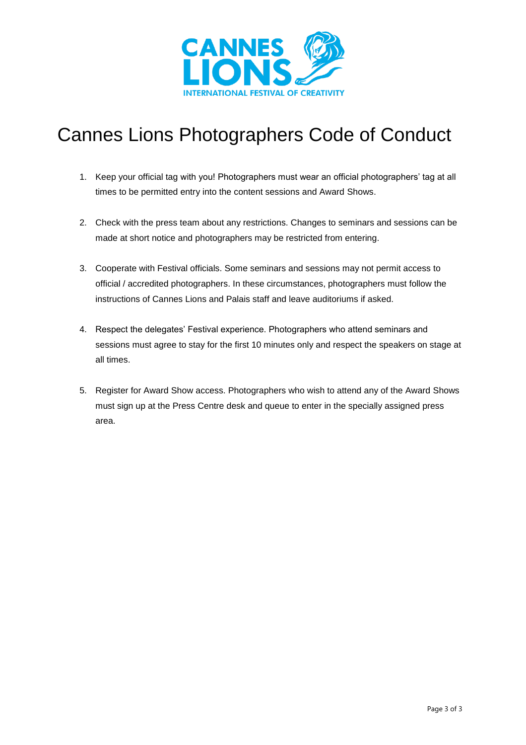CANNES LIONS
INTERNATIONAL FESTIVAL OF CREATIVITY

# Cannes Lions Photographers Code of Conduct

1. Keep your official tag with you! Photographers must wear an official photographers' tag at all times to be permitted entry into the content sessions and Award Shows.

2. Check with the press team about any restrictions. Changes to seminars and sessions can be made at short notice and photographers may be restricted from entering.

3. Cooperate with Festival officials. Some seminars and sessions may not permit access to official / accredited photographers. In these circumstances, photographers must follow the instructions of Cannes Lions and Palais staff and leave auditoriums if asked.

4. Respect the delegates' Festival experience. Photographers who attend seminars and sessions must agree to stay for the first 10 minutes only and respect the speakers on stage at all times.

5. Register for Award Show access. Photographers who wish to attend any of the Award Shows must sign up at the Press Centre desk and queue to enter in the specially assigned press area.